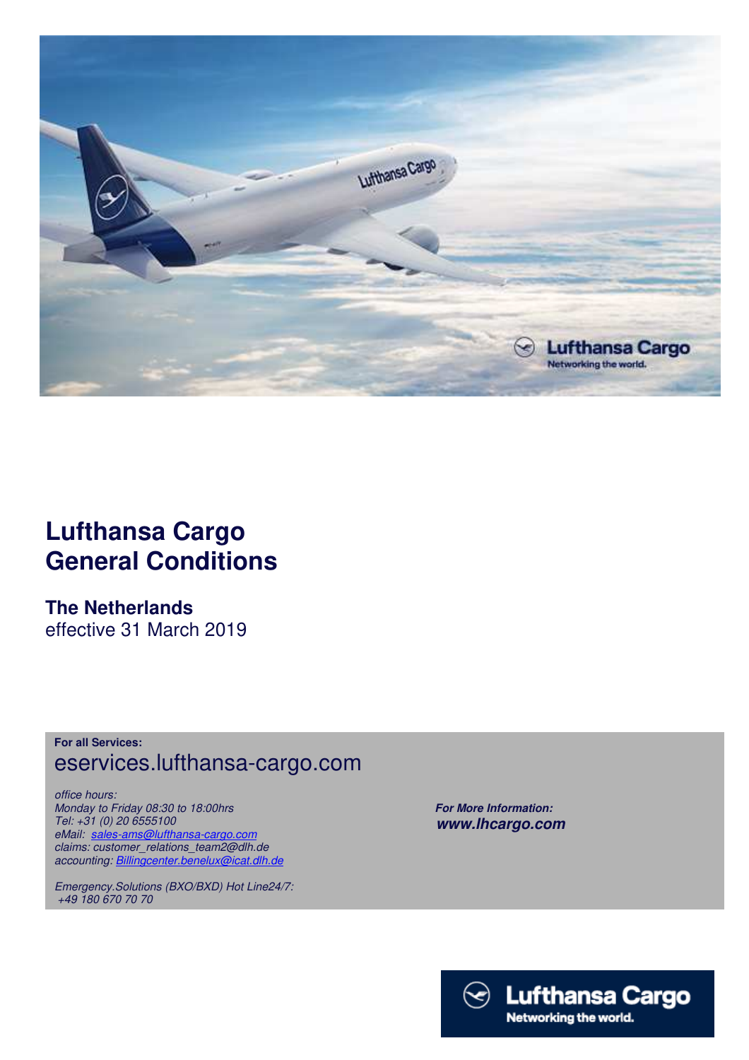# Lufthansa Cargo General Conditions

## The Netherlands

effective 31 March 2019

**For all Services:**

eservices.lufthansa-cargo.com

*office hours:*
*Monday to Friday 08:30 to 18:00hrs*
*Tel: +31 (0) 20 6555100*
*eMail: sales-ams@lufthansa-cargo.com*
*claims: customer_relations_team2@dlh.de*
*accounting: Billingcenter.benelux@icat.dlh.de*

*Emergency.Solutions (BXO/BXD) Hot Line24/7:*
*+49 180 670 70 70*

***For More Information:***
***www.lhcargo.com***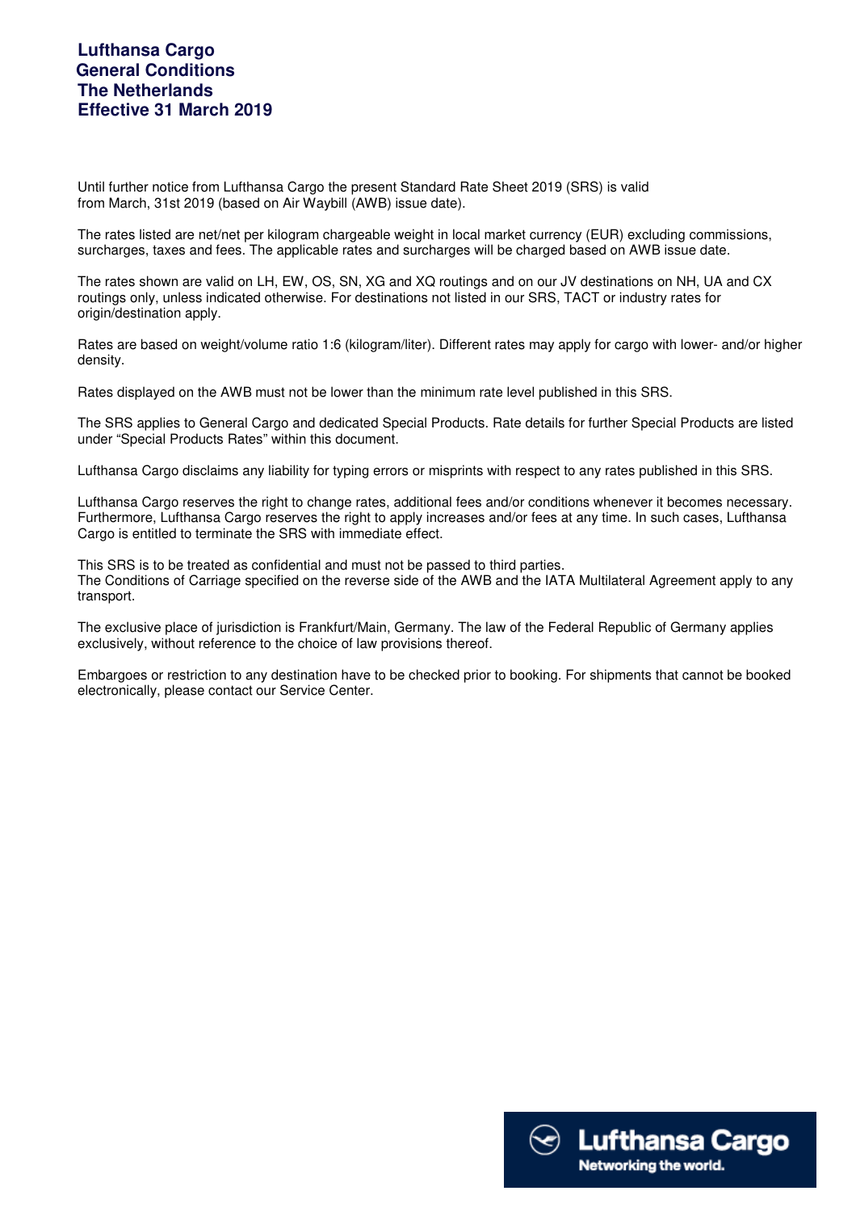# Lufthansa Cargo
# General Conditions
# The Netherlands
# Effective 31 March 2019

Until further notice from Lufthansa Cargo the present Standard Rate Sheet 2019 (SRS) is valid from March, 31st 2019 (based on Air Waybill (AWB) issue date).

The rates listed are net/net per kilogram chargeable weight in local market currency (EUR) excluding commissions, surcharges, taxes and fees. The applicable rates and surcharges will be charged based on AWB issue date.

The rates shown are valid on LH, EW, OS, SN, XG and XQ routings and on our JV destinations on NH, UA and CX routings only, unless indicated otherwise. For destinations not listed in our SRS, TACT or industry rates for origin/destination apply.

Rates are based on weight/volume ratio 1:6 (kilogram/liter). Different rates may apply for cargo with lower- and/or higher density.

Rates displayed on the AWB must not be lower than the minimum rate level published in this SRS.

The SRS applies to General Cargo and dedicated Special Products. Rate details for further Special Products are listed under "Special Products Rates" within this document.

Lufthansa Cargo disclaims any liability for typing errors or misprints with respect to any rates published in this SRS.

Lufthansa Cargo reserves the right to change rates, additional fees and/or conditions whenever it becomes necessary. Furthermore, Lufthansa Cargo reserves the right to apply increases and/or fees at any time. In such cases, Lufthansa Cargo is entitled to terminate the SRS with immediate effect.

This SRS is to be treated as confidential and must not be passed to third parties.
The Conditions of Carriage specified on the reverse side of the AWB and the IATA Multilateral Agreement apply to any transport.

The exclusive place of jurisdiction is Frankfurt/Main, Germany. The law of the Federal Republic of Germany applies exclusively, without reference to the choice of law provisions thereof.

Embargoes or restriction to any destination have to be checked prior to booking. For shipments that cannot be booked electronically, please contact our Service Center.

Lufthansa Cargo
Networking the world.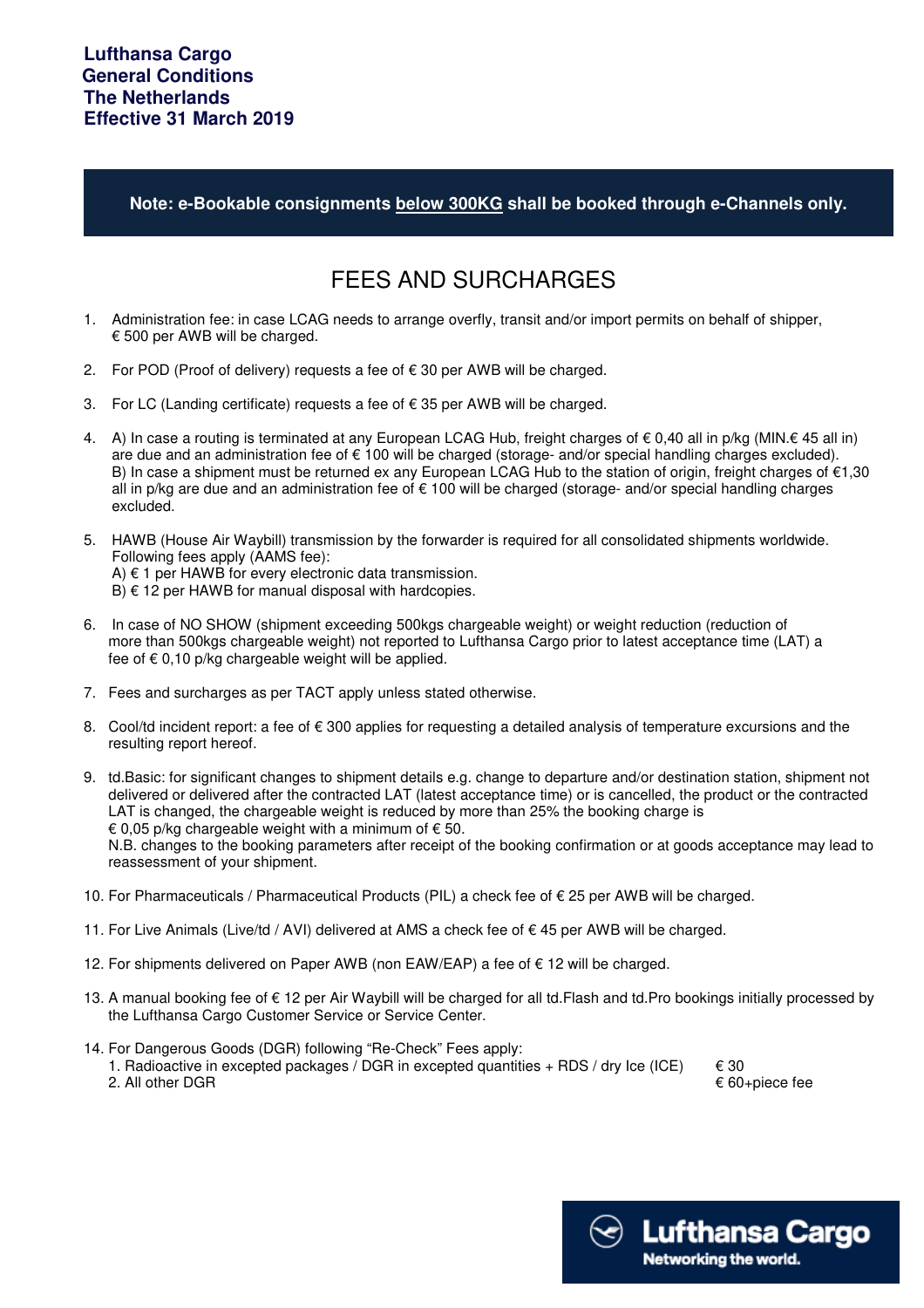**Lufthansa Cargo**
**General Conditions**
**The Netherlands**
**Effective 31 March 2019**

**Note: e-Bookable consignments below 300KG shall be booked through e-Channels only.**

# FEES AND SURCHARGES

1. Administration fee: in case LCAG needs to arrange overfly, transit and/or import permits on behalf of shipper, € 500 per AWB will be charged.

2. For POD (Proof of delivery) requests a fee of € 30 per AWB will be charged.

3. For LC (Landing certificate) requests a fee of € 35 per AWB will be charged.

4. A) In case a routing is terminated at any European LCAG Hub, freight charges of € 0,40 all in p/kg (MIN.€ 45 all in) are due and an administration fee of € 100 will be charged (storage- and/or special handling charges excluded).
   B) In case a shipment must be returned ex any European LCAG Hub to the station of origin, freight charges of €1,30 all in p/kg are due and an administration fee of € 100 will be charged (storage- and/or special handling charges excluded.

5. HAWB (House Air Waybill) transmission by the forwarder is required for all consolidated shipments worldwide. Following fees apply (AAMS fee):
   A) € 1 per HAWB for every electronic data transmission.
   B) € 12 per HAWB for manual disposal with hardcopies.

6. In case of NO SHOW (shipment exceeding 500kgs chargeable weight) or weight reduction (reduction of more than 500kgs chargeable weight) not reported to Lufthansa Cargo prior to latest acceptance time (LAT) a fee of € 0,10 p/kg chargeable weight will be applied.

7. Fees and surcharges as per TACT apply unless stated otherwise.

8. Cool/td incident report: a fee of € 300 applies for requesting a detailed analysis of temperature excursions and the resulting report hereof.

9. td.Basic: for significant changes to shipment details e.g. change to departure and/or destination station, shipment not delivered or delivered after the contracted LAT (latest acceptance time) or is cancelled, the product or the contracted LAT is changed, the chargeable weight is reduced by more than 25% the booking charge is € 0,05 p/kg chargeable weight with a minimum of € 50.
   N.B. changes to the booking parameters after receipt of the booking confirmation or at goods acceptance may lead to reassessment of your shipment.

10. For Pharmaceuticals / Pharmaceutical Products (PIL) a check fee of € 25 per AWB will be charged.

11. For Live Animals (Live/td / AVI) delivered at AMS a check fee of € 45 per AWB will be charged.

12. For shipments delivered on Paper AWB (non EAW/EAP) a fee of € 12 will be charged.

13. A manual booking fee of € 12 per Air Waybill will be charged for all td.Flash and td.Pro bookings initially processed by the Lufthansa Cargo Customer Service or Service Center.

14. For Dangerous Goods (DGR) following "Re-Check" Fees apply:

| | |
|---|---|
| 1. Radioactive in excepted packages / DGR in excepted quantities + RDS / dry Ice (ICE) | € 30 |
| 2. All other DGR | € 60+piece fee |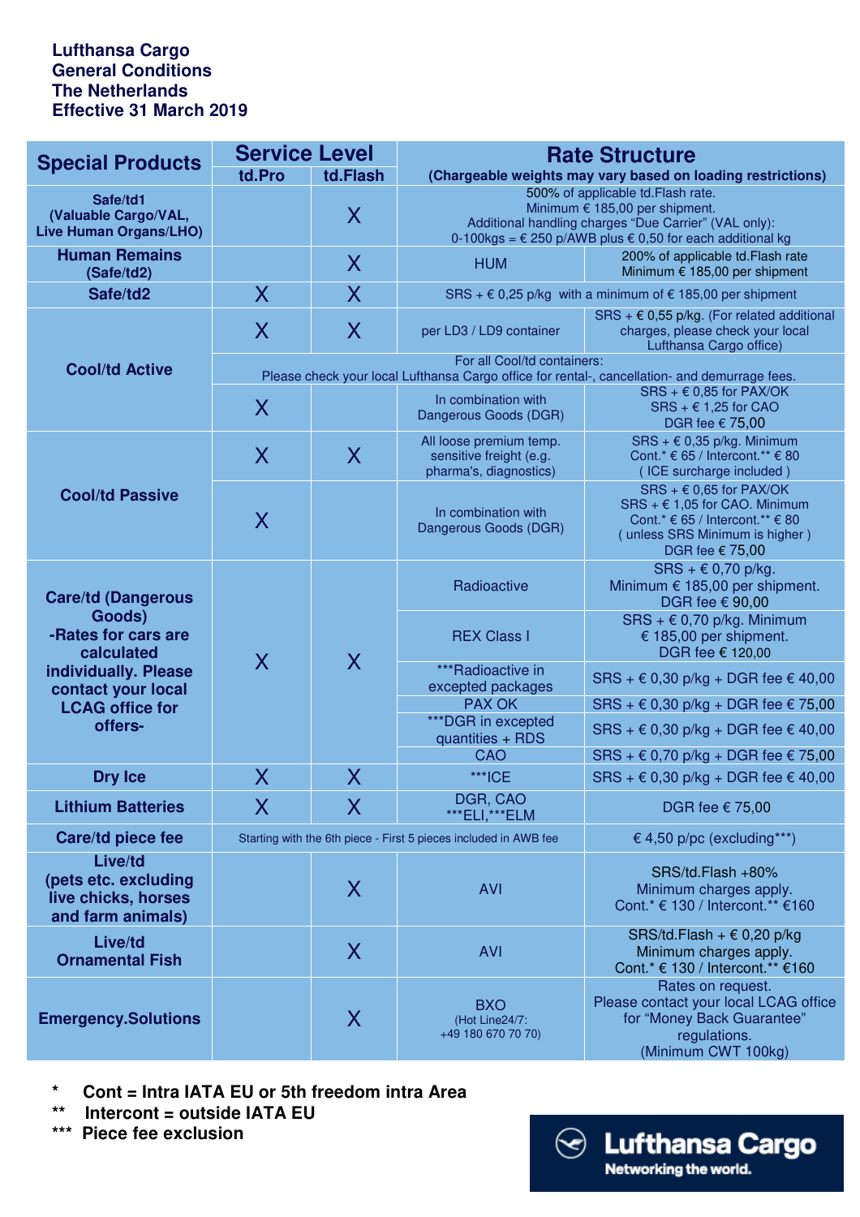**Lufthansa Cargo**
**General Conditions**
**The Netherlands**
**Effective 31 March 2019**

| Special Products | Service Level | | Rate Structure | |
|---|---|---|---|---|
| | td.Pro | td.Flash | (Chargeable weights may vary based on loading restrictions) | |
| Safe/td1 (Valuable Cargo/VAL, Live Human Organs/LHO) | | X | 500% of applicable td.Flash rate. Minimum € 185,00 per shipment. Additional handling charges "Due Carrier" (VAL only): 0-100kgs = € 250 p/AWB plus € 0,50 for each additional kg | |
| Human Remains (Safe/td2) | | X | HUM | 200% of applicable td.Flash rate Minimum € 185,00 per shipment |
| Safe/td2 | X | X | SRS + € 0,25 p/kg with a minimum of € 185,00 per shipment | |
| Cool/td Active | X | X | per LD3 / LD9 container | SRS + € 0,55 p/kg. (For related additional charges, please check your local Lufthansa Cargo office) |
| | For all Cool/td containers: Please check your local Lufthansa Cargo office for rental-, cancellation- and demurrage fees. | | | |
| | X | | In combination with Dangerous Goods (DGR) | SRS + € 0,85 for PAX/OK SRS + € 1,25 for CAO DGR fee € 75,00 |
| Cool/td Passive | X | X | All loose premium temp. sensitive freight (e.g. pharma's, diagnostics) | SRS + € 0,35 p/kg. Minimum Cont.* € 65 / Intercont.** € 80 ( ICE surcharge included ) |
| | X | | In combination with Dangerous Goods (DGR) | SRS + € 0,65 for PAX/OK SRS + € 1,05 for CAO. Minimum Cont.* € 65 / Intercont.** € 80 ( unless SRS Minimum is higher ) DGR fee € 75,00 |
| Care/td (Dangerous Goods) -Rates for cars are calculated individually. Please contact your local LCAG office for offers- | X | X | Radioactive | SRS + € 0,70 p/kg. Minimum € 185,00 per shipment. DGR fee € 90,00 |
| | | | REX Class I | SRS + € 0,70 p/kg. Minimum € 185,00 per shipment. DGR fee € 120,00 |
| | | | ***Radioactive in excepted packages | SRS + € 0,30 p/kg + DGR fee € 40,00 |
| | | | PAX OK | SRS + € 0,30 p/kg + DGR fee € 75,00 |
| | | | ***DGR in excepted quantities + RDS | SRS + € 0,30 p/kg + DGR fee € 40,00 |
| | | | CAO | SRS + € 0,70 p/kg + DGR fee € 75,00 |
| Dry Ice | X | X | ***ICE | SRS + € 0,30 p/kg + DGR fee € 40,00 |
| Lithium Batteries | X | X | DGR, CAO ***ELI,***ELM | DGR fee € 75,00 |
| Care/td piece fee | Starting with the 6th piece - First 5 pieces included in AWB fee | | | € 4,50 p/pc (excluding***) |
| Live/td (pets etc. excluding live chicks, horses and farm animals) | | X | AVI | SRS/td.Flash +80% Minimum charges apply. Cont.* € 130 / Intercont.** €160 |
| Live/td Ornamental Fish | | X | AVI | SRS/td.Flash + € 0,20 p/kg Minimum charges apply. Cont.* € 130 / Intercont.** €160 |
| Emergency.Solutions | | X | BXO (Hot Line24/7: +49 180 670 70 70) | Rates on request. Please contact your local LCAG office for "Money Back Guarantee" regulations. (Minimum CWT 100kg) |

- \* Cont = Intra IATA EU or 5th freedom intra Area
- \** Intercont = outside IATA EU
- \*** Piece fee exclusion

**Lufthansa Cargo**
Networking the world.